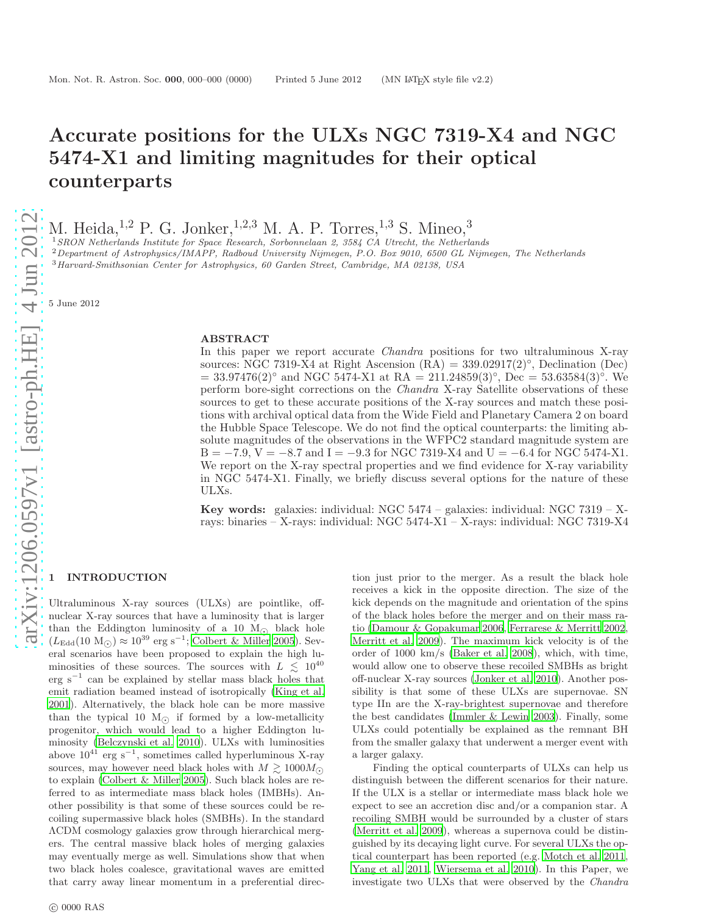# Accurate positions for the ULXs NGC 7319-X4 and NGC 5474-X1 and limiting magnitudes for their optical counterparts

M. Heida,[1,2] P. G. Jonker,[1,2,3] M. A. P. Torres,[1,3] S. Mineo,[3]

[1] *SRON Netherlands Institute for Space Research, Sorbonnelaan 2, 3584 CA Utrecht, the Netherlands*
[2] *Department of Astrophysics/IMAPP, Radboud University Nijmegen, P.O. Box 9010, 6500 GL Nijmegen, The Netherlands*
[3] *Harvard-Smithsonian Center for Astrophysics, 60 Garden Street, Cambridge, MA 02138, USA*

5 June 2012

## ABSTRACT

In this paper we report accurate *Chandra* positions for two ultraluminous X-ray sources: NGC 7319-X4 at Right Ascension (RA) = 339.02917(2)°, Declination (Dec) = 33.97476(2)° and NGC 5474-X1 at RA = 211.24859(3)°, Dec = 53.63584(3)°. We perform bore-sight corrections on the *Chandra* X-ray Satellite observations of these sources to get to these accurate positions of the X-ray sources and match these positions with archival optical data from the Wide Field and Planetary Camera 2 on board the Hubble Space Telescope. We do not find the optical counterparts: the limiting absolute magnitudes of the observations in the WFPC2 standard magnitude system are B = −7.9, V = −8.7 and I = −9.3 for NGC 7319-X4 and U = −6.4 for NGC 5474-X1. We report on the X-ray spectral properties and we find evidence for X-ray variability in NGC 5474-X1. Finally, we briefly discuss several options for the nature of these ULXs.

**Key words:** galaxies: individual: NGC 5474 – galaxies: individual: NGC 7319 – X-rays: binaries – X-rays: individual: NGC 5474-X1 – X-rays: individual: NGC 7319-X4

## 1 INTRODUCTION

Ultraluminous X-ray sources (ULXs) are pointlike, off-nuclear X-ray sources that have a luminosity that is larger than the Eddington luminosity of a 10 $M_\odot$ black hole ($L_{\rm Edd}(10\ M_\odot) \approx 10^{39}$ erg s$^{-1}$; Colbert & Miller 2005). Several scenarios have been proposed to explain the high luminosities of these sources. The sources with $L \lesssim 10^{40}$ erg s$^{-1}$ can be explained by stellar mass black holes that emit radiation beamed instead of isotropically (King et al. 2001). Alternatively, the black hole can be more massive than the typical 10 $M_\odot$ if formed by a low-metallicity progenitor, which would lead to a higher Eddington luminosity (Belczynski et al. 2010). ULXs with luminosities above $10^{41}$ erg s$^{-1}$, sometimes called hyperluminous X-ray sources, may however need black holes with $M \gtrsim 1000 M_\odot$ to explain (Colbert & Miller 2005). Such black holes are referred to as intermediate mass black holes (IMBHs). Another possibility is that some of these sources could be recoiling supermassive black holes (SMBHs). In the standard ΛCDM cosmology galaxies grow through hierarchical mergers. The central massive black holes of merging galaxies may eventually merge as well. Simulations show that when two black holes coalesce, gravitational waves are emitted that carry away linear momentum in a preferential direction just prior to the merger. As a result the black hole receives a kick in the opposite direction. The size of the kick depends on the magnitude and orientation of the spins of the black holes before the merger and on their mass ratio (Damour & Gopakumar 2006, Ferrarese & Merritt 2002, Merritt et al. 2009). The maximum kick velocity is of the order of 1000 km/s (Baker et al. 2008), which, with time, would allow one to observe these recoiled SMBHs as bright off-nuclear X-ray sources (Jonker et al. 2010). Another possibility is that some of these ULXs are supernovae. SN type IIn are the X-ray-brightest supernovae and therefore the best candidates (Immler & Lewin 2003). Finally, some ULXs could potentially be explained as the remnant BH from the smaller galaxy that underwent a merger event with a larger galaxy.

Finding the optical counterparts of ULXs can help us distinguish between the different scenarios for their nature. If the ULX is a stellar or intermediate mass black hole we expect to see an accretion disc and/or a companion star. A recoiling SMBH would be surrounded by a cluster of stars (Merritt et al. 2009), whereas a supernova could be distinguished by its decaying light curve. For several ULXs the optical counterpart has been reported (e.g. Motch et al. 2011, Yang et al. 2011, Wiersema et al. 2010). In this Paper, we investigate two ULXs that were observed by the *Chandra*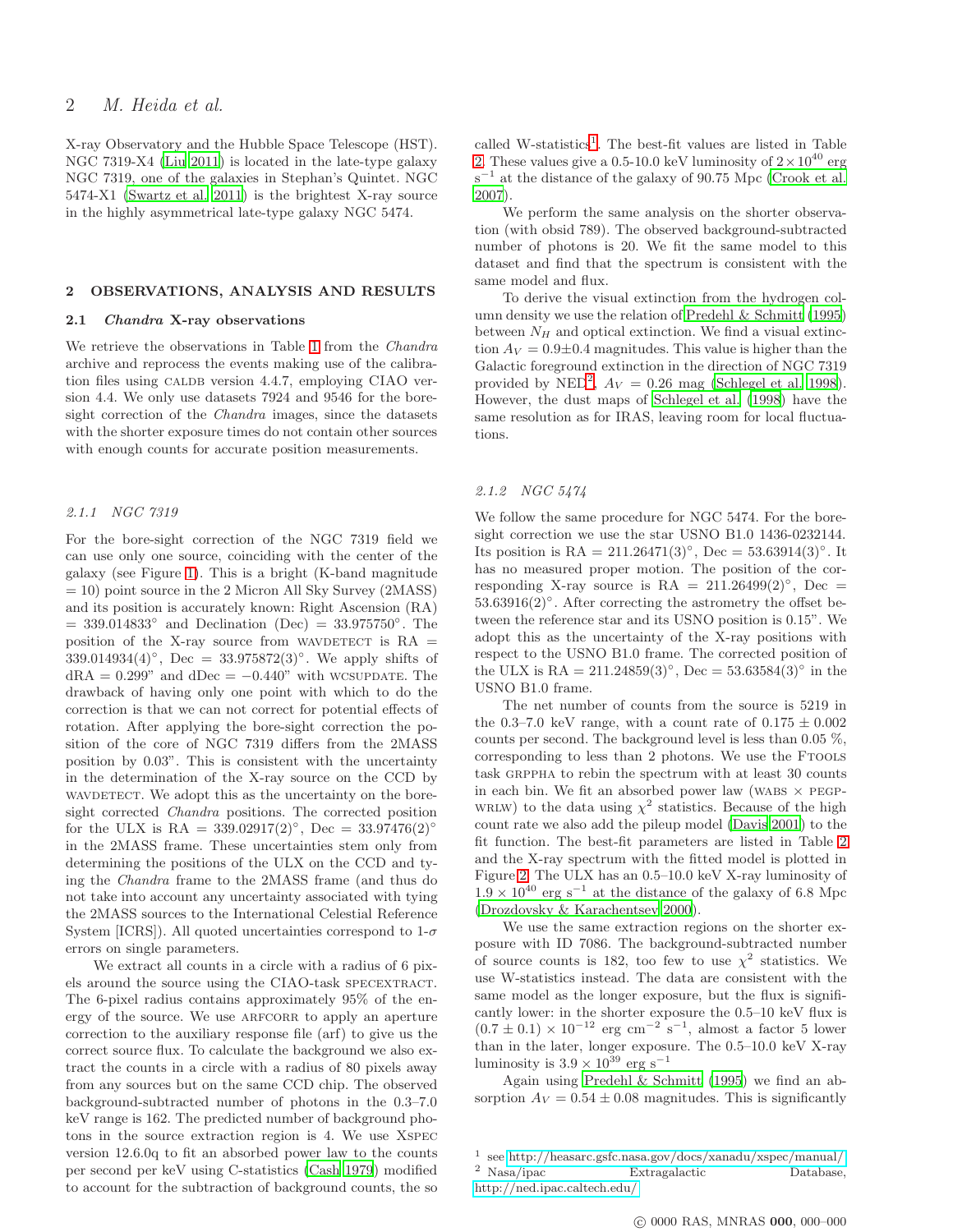X-ray Observatory and the Hubble Space Telescope (HST). NGC 7319-X4 (Liu 2011) is located in the late-type galaxy NGC 7319, one of the galaxies in Stephan's Quintet. NGC 5474-X1 (Swartz et al. 2011) is the brightest X-ray source in the highly asymmetrical late-type galaxy NGC 5474.

## 2 OBSERVATIONS, ANALYSIS AND RESULTS

### 2.1 *Chandra* X-ray observations

We retrieve the observations in Table 1 from the *Chandra* archive and reprocess the events making use of the calibration files using CALDB version 4.4.7, employing CIAO version 4.4. We only use datasets 7924 and 9546 for the boresight correction of the *Chandra* images, since the datasets with the shorter exposure times do not contain other sources with enough counts for accurate position measurements.

#### 2.1.1 NGC 7319

For the bore-sight correction of the NGC 7319 field we can use only one source, coinciding with the center of the galaxy (see Figure 1). This is a bright (K-band magnitude = 10) point source in the 2 Micron All Sky Survey (2MASS) and its position is accurately known: Right Ascension (RA) = 339.014833° and Declination (Dec) = 33.975750°. The position of the X-ray source from WAVDETECT is RA = 339.014934(4)°, Dec = 33.975872(3)°. We apply shifts of dRA = 0.299" and dDec = −0.440" with WCSUPDATE. The drawback of having only one point with which to do the correction is that we can not correct for potential effects of rotation. After applying the bore-sight correction the position of the core of NGC 7319 differs from the 2MASS position by 0.03". This is consistent with the uncertainty in the determination of the X-ray source on the CCD by WAVDETECT. We adopt this as the uncertainty on the bore-sight corrected *Chandra* positions. The corrected position for the ULX is RA = 339.02917(2)°, Dec = 33.97476(2)° in the 2MASS frame. These uncertainties stem only from determining the positions of the ULX on the CCD and tying the *Chandra* frame to the 2MASS frame (and thus do not take into account any uncertainty associated with tying the 2MASS sources to the International Celestial Reference System [ICRS]). All quoted uncertainties correspond to 1-$\sigma$ errors on single parameters.

We extract all counts in a circle with a radius of 6 pixels around the source using the CIAO-task SPECEXTRACT. The 6-pixel radius contains approximately 95% of the energy of the source. We use ARFCORR to apply an aperture correction to the auxiliary response file (arf) to give us the correct source flux. To calculate the background we also extract the counts in a circle with a radius of 80 pixels away from any sources but on the same CCD chip. The observed background-subtracted number of photons in the 0.3–7.0 keV range is 162. The predicted number of background photons in the source extraction region is 4. We use XSPEC version 12.6.0q to fit an absorbed power law to the counts per second per keV using C-statistics (Cash 1979) modified to account for the subtraction of background counts, the so called W-statistics[1]. The best-fit values are listed in Table 2. These values give a 0.5-10.0 keV luminosity of $2\times10^{40}$ erg s$^{-1}$ at the distance of the galaxy of 90.75 Mpc (Crook et al. 2007).

We perform the same analysis on the shorter observation (with obsid 789). The observed background-subtracted number of photons is 20. We fit the same model to this dataset and find that the spectrum is consistent with the same model and flux.

To derive the visual extinction from the hydrogen column density we use the relation of Predehl & Schmitt (1995) between $N_H$ and optical extinction. We find a visual extinction $A_V = 0.9\pm0.4$ magnitudes. This value is higher than the Galactic foreground extinction in the direction of NGC 7319 provided by NED[2], $A_V = 0.26$ mag (Schlegel et al. 1998). However, the dust maps of Schlegel et al. (1998) have the same resolution as for IRAS, leaving room for local fluctuations.

#### 2.1.2 NGC 5474

We follow the same procedure for NGC 5474. For the bore-sight correction we use the star USNO B1.0 1436-0232144. Its position is RA = 211.26471(3)°, Dec = 53.63914(3)°. It has no measured proper motion. The position of the corresponding X-ray source is RA = 211.26499(2)°, Dec = 53.63916(2)°. After correcting the astrometry the offset between the reference star and its USNO position is 0.15". We adopt this as the uncertainty of the X-ray positions with respect to the USNO B1.0 frame. The corrected position of the ULX is RA = 211.24859(3)°, Dec = 53.63584(3)° in the USNO B1.0 frame.

The net number of counts from the source is 5219 in the 0.3–7.0 keV range, with a count rate of $0.175 \pm 0.002$ counts per second. The background level is less than 0.05 %, corresponding to less than 2 photons. We use the FTOOLS task GRPPHA to rebin the spectrum with at least 30 counts in each bin. We fit an absorbed power law (WABS × PEGPWRLW) to the data using $\chi^2$ statistics. Because of the high count rate we also add the pileup model (Davis 2001) to the fit function. The best-fit parameters are listed in Table 2 and the X-ray spectrum with the fitted model is plotted in Figure 2. The ULX has an 0.5–10.0 keV X-ray luminosity of $1.9 \times 10^{40}$ erg s$^{-1}$ at the distance of the galaxy of 6.8 Mpc (Drozdovsky & Karachentsev 2000).

We use the same extraction regions on the shorter exposure with ID 7086. The background-subtracted number of source counts is 182, too few to use $\chi^2$ statistics. We use W-statistics instead. The data are consistent with the same model as the longer exposure, but the flux is significantly lower: in the shorter exposure the 0.5–10 keV flux is $(0.7 \pm 0.1) \times 10^{-12}$ erg cm$^{-2}$ s$^{-1}$, almost a factor 5 lower than in the later, longer exposure. The 0.5–10.0 keV X-ray luminosity is $3.9 \times 10^{39}$ erg s$^{-1}$

Again using Predehl & Schmitt (1995) we find an absorption $A_V = 0.54 \pm 0.08$ magnitudes. This is significantly

[1] see http://heasarc.gsfc.nasa.gov/docs/xanadu/xspec/manual/

[2] Nasa/ipac Extragalactic Database, http://ned.ipac.caltech.edu/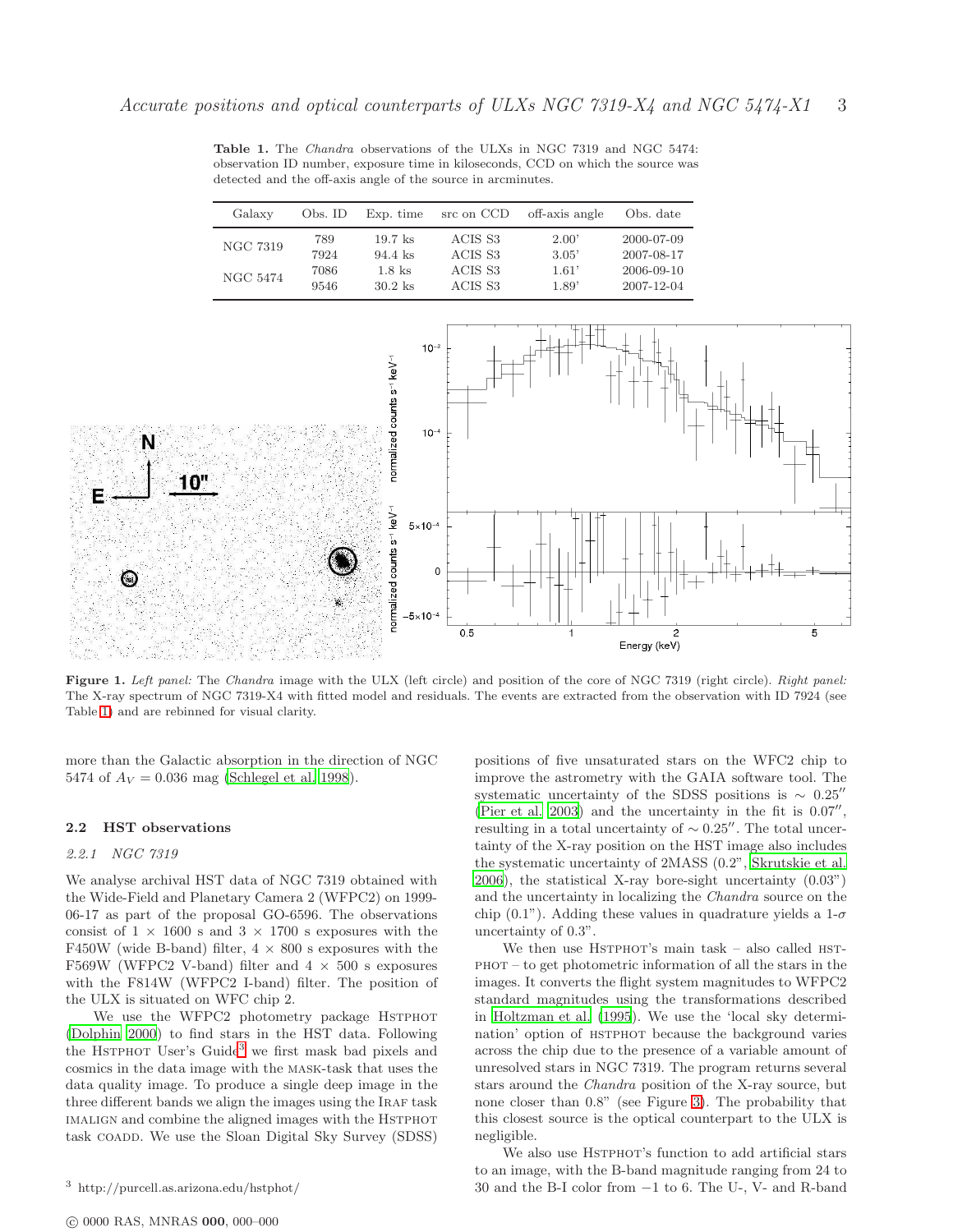**Table 1.** The *Chandra* observations of the ULXs in NGC 7319 and NGC 5474: observation ID number, exposure time in kiloseconds, CCD on which the source was detected and the off-axis angle of the source in arcminutes.

| Galaxy | Obs. ID | Exp. time | src on CCD | off-axis angle | Obs. date |
|---|---|---|---|---|---|
| NGC 7319 | 789 | 19.7 ks | ACIS S3 | 2.00' | 2000-07-09 |
| | 7924 | 94.4 ks | ACIS S3 | 3.05' | 2007-08-17 |
| NGC 5474 | 7086 | 1.8 ks | ACIS S3 | 1.61' | 2006-09-10 |
| | 9546 | 30.2 ks | ACIS S3 | 1.89' | 2007-12-04 |

**Figure 1.** *Left panel:* The *Chandra* image with the ULX (left circle) and position of the core of NGC 7319 (right circle). *Right panel:* The X-ray spectrum of NGC 7319-X4 with fitted model and residuals. The events are extracted from the observation with ID 7924 (see Table 1) and are rebinned for visual clarity.

more than the Galactic absorption in the direction of NGC 5474 of $A_V = 0.036$ mag (Schlegel et al. 1998).

### 2.2 HST observations

#### 2.2.1 NGC 7319

We analyse archival HST data of NGC 7319 obtained with the Wide-Field and Planetary Camera 2 (WFPC2) on 1999-06-17 as part of the proposal GO-6596. The observations consist of 1 × 1600 s and 3 × 1700 s exposures with the F450W (wide B-band) filter, 4 × 800 s exposures with the F569W (WFPC2 V-band) filter and 4 × 500 s exposures with the F814W (WFPC2 I-band) filter. The position of the ULX is situated on WFC chip 2.

We use the WFPC2 photometry package HSTPHOT (Dolphin 2000) to find stars in the HST data. Following the HSTPHOT User's Guide[3] we first mask bad pixels and cosmics in the data image with the MASK-task that uses the data quality image. To produce a single deep image in the three different bands we align the images using the IRAF task IMALIGN and combine the aligned images with the HSTPHOT task COADD. We use the Sloan Digital Sky Survey (SDSS) positions of five unsaturated stars on the WFC2 chip to improve the astrometry with the GAIA software tool. The systematic uncertainty of the SDSS positions is $\sim 0.25''$ (Pier et al. 2003) and the uncertainty in the fit is $0.07''$, resulting in a total uncertainty of $\sim 0.25''$. The total uncertainty of the X-ray position on the HST image also includes the systematic uncertainty of 2MASS (0.2", Skrutskie et al. 2006), the statistical X-ray bore-sight uncertainty (0.03") and the uncertainty in localizing the *Chandra* source on the chip (0.1"). Adding these values in quadrature yields a 1-$\sigma$ uncertainty of 0.3".

We then use HSTPHOT's main task – also called HSTPHOT – to get photometric information of all the stars in the images. It converts the flight system magnitudes to WFPC2 standard magnitudes using the transformations described in Holtzman et al. (1995). We use the 'local sky determination' option of HSTPHOT because the background varies across the chip due to the presence of a variable amount of unresolved stars in NGC 7319. The program returns several stars around the *Chandra* position of the X-ray source, but none closer than 0.8" (see Figure 3). The probability that this closest source is the optical counterpart to the ULX is negligible.

We also use HSTPHOT's function to add artificial stars to an image, with the B-band magnitude ranging from 24 to 30 and the B-I color from −1 to 6. The U-, V- and R-band

[3] http://purcell.as.arizona.edu/hstphot/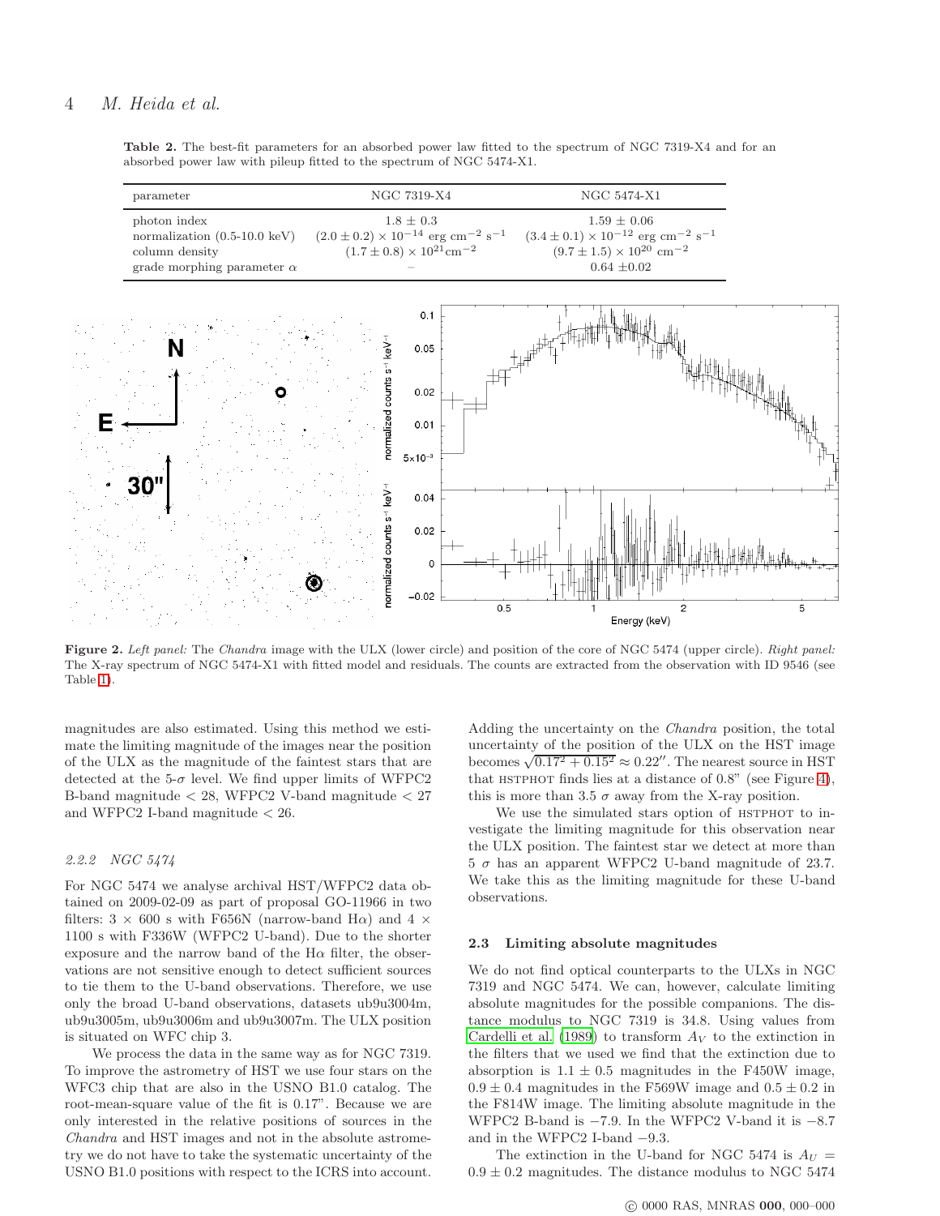**Table 2.** The best-fit parameters for an absorbed power law fitted to the spectrum of NGC 7319-X4 and for an absorbed power law with pileup fitted to the spectrum of NGC 5474-X1.

| parameter | NGC 7319-X4 | NGC 5474-X1 |
|---|---|---|
| photon index | $1.8 \pm 0.3$ | $1.59 \pm 0.06$ |
| normalization (0.5-10.0 keV) | $(2.0 \pm 0.2) \times 10^{-14}$ erg cm$^{-2}$ s$^{-1}$ | $(3.4 \pm 0.1) \times 10^{-12}$ erg cm$^{-2}$ s$^{-1}$ |
| column density | $(1.7 \pm 0.8) \times 10^{21}$cm$^{-2}$ | $(9.7 \pm 1.5) \times 10^{20}$ cm$^{-2}$ |
| grade morphing parameter $\alpha$ | – | $0.64 \pm 0.02$ |

**Figure 2.** *Left panel:* The *Chandra* image with the ULX (lower circle) and position of the core of NGC 5474 (upper circle). *Right panel:* The X-ray spectrum of NGC 5474-X1 with fitted model and residuals. The counts are extracted from the observation with ID 9546 (see Table 1).

magnitudes are also estimated. Using this method we estimate the limiting magnitude of the images near the position of the ULX as the magnitude of the faintest stars that are detected at the 5-$\sigma$ level. We find upper limits of WFPC2 B-band magnitude < 28, WFPC2 V-band magnitude < 27 and WFPC2 I-band magnitude < 26.

### 2.2.2 NGC 5474

For NGC 5474 we analyse archival HST/WFPC2 data obtained on 2009-02-09 as part of proposal GO-11966 in two filters: 3 × 600 s with F656N (narrow-band H$\alpha$) and 4 × 1100 s with F336W (WFPC2 U-band). Due to the shorter exposure and the narrow band of the H$\alpha$ filter, the observations are not sensitive enough to detect sufficient sources to tie them to the U-band observations. Therefore, we use only the broad U-band observations, datasets ub9u3004m, ub9u3005m, ub9u3006m and ub9u3007m. The ULX position is situated on WFC chip 3.

We process the data in the same way as for NGC 7319. To improve the astrometry of HST we use four stars on the WFC3 chip that are also in the USNO B1.0 catalog. The root-mean-square value of the fit is 0.17". Because we are only interested in the relative positions of sources in the *Chandra* and HST images and not in the absolute astrometry we do not have to take the systematic uncertainty of the USNO B1.0 positions with respect to the ICRS into account. Adding the uncertainty on the *Chandra* position, the total uncertainty of the position of the ULX on the HST image becomes $\sqrt{0.17^2 + 0.15^2} \approx 0.22''$. The nearest source in HST that HSTPHOT finds lies at a distance of 0.8" (see Figure 4), this is more than 3.5 $\sigma$ away from the X-ray position.

We use the simulated stars option of HSTPHOT to investigate the limiting magnitude for this observation near the ULX position. The faintest star we detect at more than 5 $\sigma$ has an apparent WFPC2 U-band magnitude of 23.7. We take this as the limiting magnitude for these U-band observations.

## 2.3 Limiting absolute magnitudes

We do not find optical counterparts to the ULXs in NGC 7319 and NGC 5474. We can, however, calculate limiting absolute magnitudes for the possible companions. The distance modulus to NGC 7319 is 34.8. Using values from Cardelli et al. (1989) to transform $A_V$ to the extinction in the filters that we used we find that the extinction due to absorption is $1.1 \pm 0.5$ magnitudes in the F450W image, $0.9 \pm 0.4$ magnitudes in the F569W image and $0.5 \pm 0.2$ in the F814W image. The limiting absolute magnitude in the WFPC2 B-band is −7.9. In the WFPC2 V-band it is −8.7 and in the WFPC2 I-band −9.3.

The extinction in the U-band for NGC 5474 is $A_U = 0.9 \pm 0.2$ magnitudes. The distance modulus to NGC 5474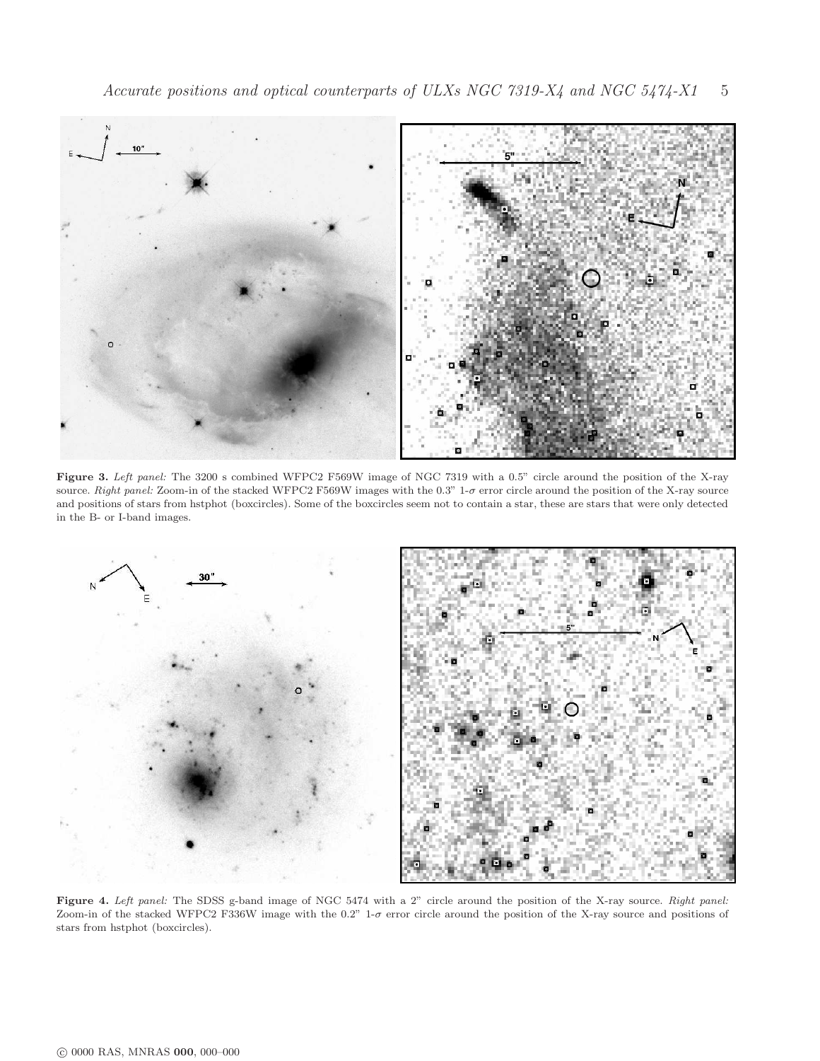**Figure 3.** *Left panel:* The 3200 s combined WFPC2 F569W image of NGC 7319 with a 0.5" circle around the position of the X-ray source. *Right panel:* Zoom-in of the stacked WFPC2 F569W images with the 0.3" 1-$\sigma$ error circle around the position of the X-ray source and positions of stars from hstphot (boxcircles). Some of the boxcircles seem not to contain a star, these are stars that were only detected in the B- or I-band images.

**Figure 4.** *Left panel:* The SDSS g-band image of NGC 5474 with a 2" circle around the position of the X-ray source. *Right panel:* Zoom-in of the stacked WFPC2 F336W image with the 0.2" 1-$\sigma$ error circle around the position of the X-ray source and positions of stars from hstphot (boxcircles).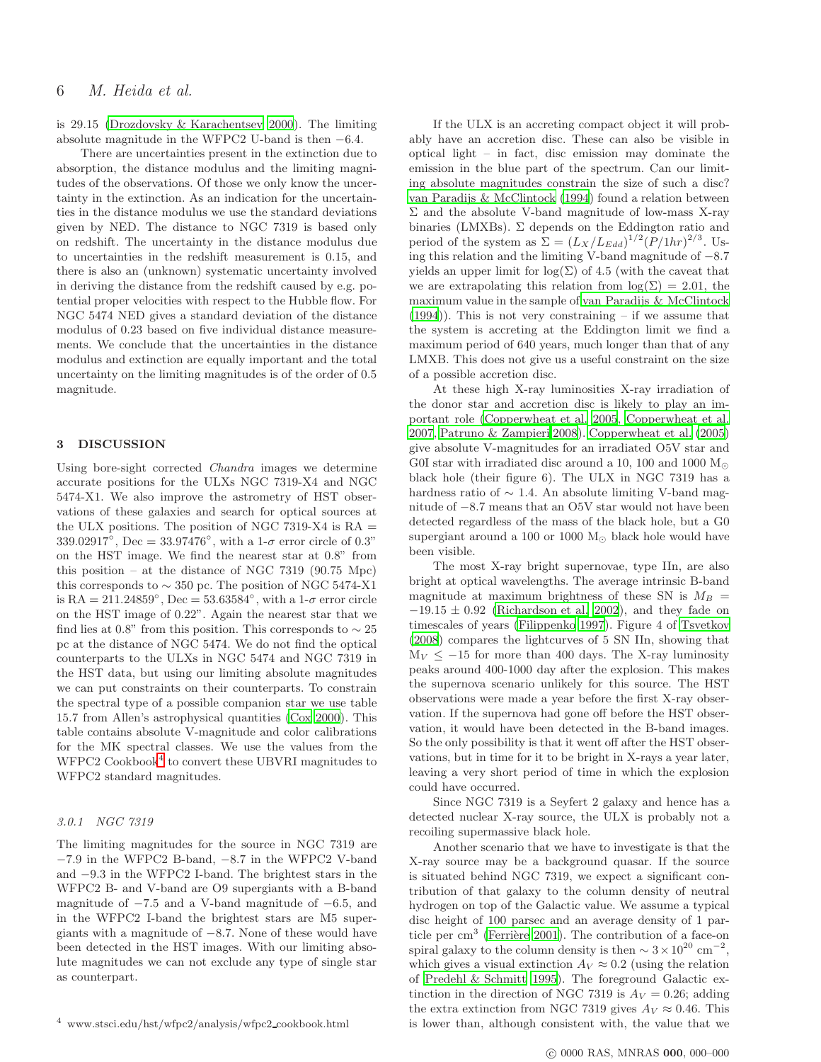is 29.15 (Drozdovsky & Karachentsev 2000). The limiting absolute magnitude in the WFPC2 U-band is then −6.4.

There are uncertainties present in the extinction due to absorption, the distance modulus and the limiting magnitudes of the observations. Of those we only know the uncertainty in the extinction. As an indication for the uncertainties in the distance modulus we use the standard deviations given by NED. The distance to NGC 7319 is based only on redshift. The uncertainty in the distance modulus due to uncertainties in the redshift measurement is 0.15, and there is also an (unknown) systematic uncertainty involved in deriving the distance from the redshift caused by e.g. potential proper velocities with respect to the Hubble flow. For NGC 5474 NED gives a standard deviation of the distance modulus of 0.23 based on five individual distance measurements. We conclude that the uncertainties in the distance modulus and extinction are equally important and the total uncertainty on the limiting magnitudes is of the order of 0.5 magnitude.

## 3 DISCUSSION

Using bore-sight corrected *Chandra* images we determine accurate positions for the ULXs NGC 7319-X4 and NGC 5474-X1. We also improve the astrometry of HST observations of these galaxies and search for optical sources at the ULX positions. The position of NGC 7319-X4 is RA = 339.02917°, Dec = 33.97476°, with a 1-$\sigma$ error circle of 0.3" on the HST image. We find the nearest star at 0.8" from this position – at the distance of NGC 7319 (90.75 Mpc) this corresponds to ∼ 350 pc. The position of NGC 5474-X1 is RA = 211.24859°, Dec = 53.63584°, with a 1-$\sigma$ error circle on the HST image of 0.22". Again the nearest star that we find lies at 0.8" from this position. This corresponds to ∼ 25 pc at the distance of NGC 5474. We do not find the optical counterparts to the ULXs in NGC 5474 and NGC 7319 in the HST data, but using our limiting absolute magnitudes we can put constraints on their counterparts. To constrain the spectral type of a possible companion star we use table 15.7 from Allen's astrophysical quantities (Cox 2000). This table contains absolute V-magnitude and color calibrations for the MK spectral classes. We use the values from the WFPC2 Cookbook[4] to convert these UBVRI magnitudes to WFPC2 standard magnitudes.

### 3.0.1 NGC 7319

The limiting magnitudes for the source in NGC 7319 are −7.9 in the WFPC2 B-band, −8.7 in the WFPC2 V-band and −9.3 in the WFPC2 I-band. The brightest stars in the WFPC2 B- and V-band are O9 supergiants with a B-band magnitude of −7.5 and a V-band magnitude of −6.5, and in the WFPC2 I-band the brightest stars are M5 supergiants with a magnitude of −8.7. None of these would have been detected in the HST images. With our limiting absolute magnitudes we can not exclude any type of single star as counterpart.

If the ULX is an accreting compact object it will probably have an accretion disc. These can also be visible in optical light – in fact, disc emission may dominate the emission in the blue part of the spectrum. Can our limiting absolute magnitudes constrain the size of such a disc? van Paradijs & McClintock (1994) found a relation between $\Sigma$ and the absolute V-band magnitude of low-mass X-ray binaries (LMXBs). $\Sigma$ depends on the Eddington ratio and period of the system as $\Sigma = (L_X/L_{Edd})^{1/2}(P/1hr)^{2/3}$. Using this relation and the limiting V-band magnitude of −8.7 yields an upper limit for $\log(\Sigma)$ of 4.5 (with the caveat that we are extrapolating this relation from $\log(\Sigma) = 2.01$, the maximum value in the sample of van Paradijs & McClintock (1994)). This is not very constraining – if we assume that the system is accreting at the Eddington limit we find a maximum period of 640 years, much longer than that of any LMXB. This does not give us a useful constraint on the size of a possible accretion disc.

At these high X-ray luminosities X-ray irradiation of the donor star and accretion disc is likely to play an important role (Copperwheat et al. 2005, Copperwheat et al. 2007, Patruno & Zampieri 2008). Copperwheat et al. (2005) give absolute V-magnitudes for an irradiated O5V star and G0I star with irradiated disc around a 10, 100 and 1000 $M_\odot$ black hole (their figure 6). The ULX in NGC 7319 has a hardness ratio of ∼ 1.4. An absolute limiting V-band magnitude of −8.7 means that an O5V star would not have been detected regardless of the mass of the black hole, but a G0 supergiant around a 100 or 1000 $M_\odot$ black hole would have been visible.

The most X-ray bright supernovae, type IIn, are also bright at optical wavelengths. The average intrinsic B-band magnitude at maximum brightness of these SN is $M_B = -19.15 \pm 0.92$ (Richardson et al. 2002), and they fade on timescales of years (Filippenko 1997). Figure 4 of Tsvetkov (2008) compares the lightcurves of 5 SN IIn, showing that $M_V \le -15$ for more than 400 days. The X-ray luminosity peaks around 400-1000 day after the explosion. This makes the supernova scenario unlikely for this source. The HST observations were made a year before the first X-ray observation. If the supernova had gone off before the HST observation, it would have been detected in the B-band images. So the only possibility is that it went off after the HST observations, but in time for it to be bright in X-rays a year later, leaving a very short period of time in which the explosion could have occurred.

Since NGC 7319 is a Seyfert 2 galaxy and hence has a detected nuclear X-ray source, the ULX is probably not a recoiling supermassive black hole.

Another scenario that we have to investigate is that the X-ray source may be a background quasar. If the source is situated behind NGC 7319, we expect a significant contribution of that galaxy to the column density of neutral hydrogen on top of the Galactic value. We assume a typical disc height of 100 parsec and an average density of 1 particle per $cm^3$ (Ferrière 2001). The contribution of a face-on spiral galaxy to the column density is then $\sim 3 \times 10^{20}$ $cm^{-2}$, which gives a visual extinction $A_V \approx 0.2$ (using the relation of Predehl & Schmitt 1995). The foreground Galactic extinction in the direction of NGC 7319 is $A_V = 0.26$; adding the extra extinction from NGC 7319 gives $A_V \approx 0.46$. This is lower than, although consistent with, the value that we

[4] www.stsci.edu/hst/wfpc2/analysis/wfpc2_cookbook.html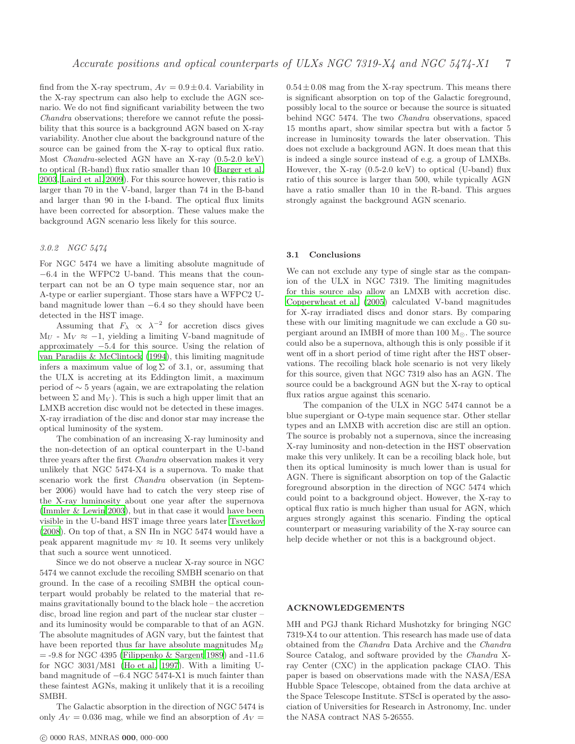find from the X-ray spectrum, $A_V = 0.9 \pm 0.4$. Variability in the X-ray spectrum can also help to exclude the AGN scenario. We do not find significant variability between the two *Chandra* observations; therefore we cannot refute the possibility that this source is a background AGN based on X-ray variability. Another clue about the background nature of the source can be gained from the X-ray to optical flux ratio. Most *Chandra*-selected AGN have an X-ray (0.5-2.0 keV) to optical (R-band) flux ratio smaller than 10 (Barger et al. 2003, Laird et al. 2009). For this source however, this ratio is larger than 70 in the V-band, larger than 74 in the B-band and larger than 90 in the I-band. The optical flux limits have been corrected for absorption. These values make the background AGN scenario less likely for this source.

#### 3.0.2 NGC 5474

For NGC 5474 we have a limiting absolute magnitude of −6.4 in the WFPC2 U-band. This means that the counterpart can not be an O type main sequence star, nor an A-type or earlier supergiant. Those stars have a WFPC2 U-band magnitude lower than −6.4 so they should have been detected in the HST image.

Assuming that $F_\lambda \propto \lambda^{-2}$ for accretion discs gives $M_U$ - $M_V \approx -1$, yielding a limiting V-band magnitude of approximately −5.4 for this source. Using the relation of van Paradijs & McClintock (1994), this limiting magnitude infers a maximum value of $\log \Sigma$ of 3.1, or, assuming that the ULX is accreting at its Eddington limit, a maximum period of $\sim 5$ years (again, we are extrapolating the relation between $\Sigma$ and $M_V$). This is such a high upper limit that an LMXB accretion disc would not be detected in these images. X-ray irradiation of the disc and donor star may increase the optical luminosity of the system.

The combination of an increasing X-ray luminosity and the non-detection of an optical counterpart in the U-band three years after the first *Chandra* observation makes it very unlikely that NGC 5474-X4 is a supernova. To make that scenario work the first *Chandra* observation (in September 2006) would have had to catch the very steep rise of the X-ray luminosity about one year after the supernova (Immler & Lewin 2003), but in that case it would have been visible in the U-band HST image three years later Tsvetkov (2008). On top of that, a SN IIn in NGC 5474 would have a peak apparent magnitude $m_V \approx 10$. It seems very unlikely that such a source went unnoticed.

Since we do not observe a nuclear X-ray source in NGC 5474 we cannot exclude the recoiling SMBH scenario on that ground. In the case of a recoiling SMBH the optical counterpart would probably be related to the material that remains gravitationally bound to the black hole – the accretion disc, broad line region and part of the nuclear star cluster – and its luminosity would be comparable to that of an AGN. The absolute magnitudes of AGN vary, but the faintest that have been reported thus far have absolute magnitudes $M_B$ = -9.8 for NGC 4395 (Filippenko & Sargent 1989) and -11.6 for NGC 3031/M81 (Ho et al. 1997). With a limiting U-band magnitude of −6.4 NGC 5474-X1 is much fainter than these faintest AGNs, making it unlikely that it is a recoiling SMBH.

The Galactic absorption in the direction of NGC 5474 is only $A_V = 0.036$ mag, while we find an absorption of $A_V = 0.54 \pm 0.08$ mag from the X-ray spectrum. This means there is significant absorption on top of the Galactic foreground, possibly local to the source or because the source is situated behind NGC 5474. The two *Chandra* observations, spaced 15 months apart, show similar spectra but with a factor 5 increase in luminosity towards the later observation. This does not exclude a background AGN. It does mean that this is indeed a single source instead of e.g. a group of LMXBs. However, the X-ray (0.5-2.0 keV) to optical (U-band) flux ratio of this source is larger than 500, while typically AGN have a ratio smaller than 10 in the R-band. This argues strongly against the background AGN scenario.

### 3.1 Conclusions

We can not exclude any type of single star as the companion of the ULX in NGC 7319. The limiting magnitudes for this source also allow an LMXB with accretion disc. Copperwheat et al. (2005) calculated V-band magnitudes for X-ray irradiated discs and donor stars. By comparing these with our limiting magnitude we can exclude a G0 supergiant around an IMBH of more than 100 $M_\odot$. The source could also be a supernova, although this is only possible if it went off in a short period of time right after the HST observations. The recoiling black hole scenario is not very likely for this source, given that NGC 7319 also has an AGN. The source could be a background AGN but the X-ray to optical flux ratios argue against this scenario.

The companion of the ULX in NGC 5474 cannot be a blue supergiant or O-type main sequence star. Other stellar types and an LMXB with accretion disc are still an option. The source is probably not a supernova, since the increasing X-ray luminosity and non-detection in the HST observation make this very unlikely. It can be a recoiling black hole, but then its optical luminosity is much lower than is usual for AGN. There is significant absorption on top of the Galactic foreground absorption in the direction of NGC 5474 which could point to a background object. However, the X-ray to optical flux ratio is much higher than usual for AGN, which argues strongly against this scenario. Finding the optical counterpart or measuring variability of the X-ray source can help decide whether or not this is a background object.

## ACKNOWLEDGEMENTS

MH and PGJ thank Richard Mushotzky for bringing NGC 7319-X4 to our attention. This research has made use of data obtained from the *Chandra* Data Archive and the *Chandra* Source Catalog, and software provided by the *Chandra* X-ray Center (CXC) in the application package CIAO. This paper is based on observations made with the NASA/ESA Hubble Space Telescope, obtained from the data archive at the Space Telescope Institute. STScI is operated by the association of Universities for Research in Astronomy, Inc. under the NASA contract NAS 5-26555.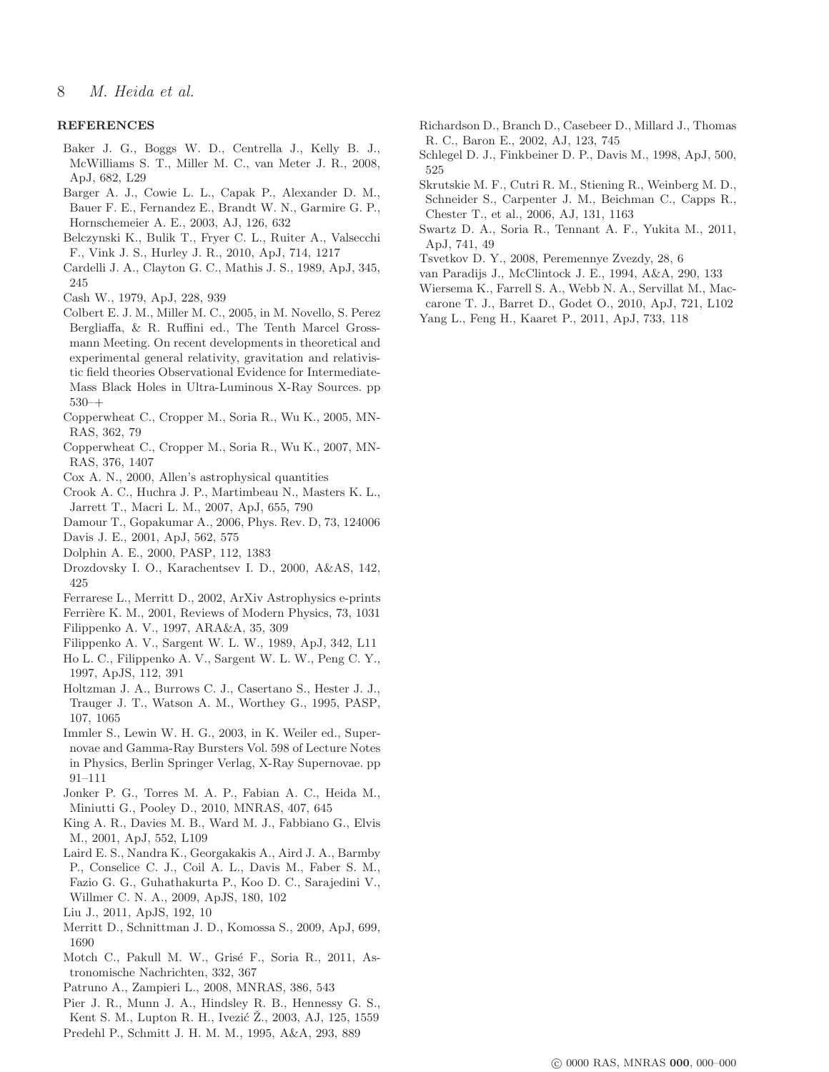## REFERENCES

Baker J. G., Boggs W. D., Centrella J., Kelly B. J., McWilliams S. T., Miller M. C., van Meter J. R., 2008, ApJ, 682, L29

Barger A. J., Cowie L. L., Capak P., Alexander D. M., Bauer F. E., Fernandez E., Brandt W. N., Garmire G. P., Hornschemeier A. E., 2003, AJ, 126, 632

Belczynski K., Bulik T., Fryer C. L., Ruiter A., Valsecchi F., Vink J. S., Hurley J. R., 2010, ApJ, 714, 1217

Cardelli J. A., Clayton G. C., Mathis J. S., 1989, ApJ, 345, 245

Cash W., 1979, ApJ, 228, 939

Colbert E. J. M., Miller M. C., 2005, in M. Novello, S. Perez Bergliaffa, & R. Ruffini ed., The Tenth Marcel Grossmann Meeting. On recent developments in theoretical and experimental general relativity, gravitation and relativistic field theories Observational Evidence for Intermediate-Mass Black Holes in Ultra-Luminous X-Ray Sources. pp 530–+

Copperwheat C., Cropper M., Soria R., Wu K., 2005, MNRAS, 362, 79

Copperwheat C., Cropper M., Soria R., Wu K., 2007, MNRAS, 376, 1407

Cox A. N., 2000, Allen's astrophysical quantities

Crook A. C., Huchra J. P., Martimbeau N., Masters K. L., Jarrett T., Macri L. M., 2007, ApJ, 655, 790

Damour T., Gopakumar A., 2006, Phys. Rev. D, 73, 124006

Davis J. E., 2001, ApJ, 562, 575

Dolphin A. E., 2000, PASP, 112, 1383

Drozdovsky I. O., Karachentsev I. D., 2000, A&AS, 142, 425

Ferrarese L., Merritt D., 2002, ArXiv Astrophysics e-prints

Ferrière K. M., 2001, Reviews of Modern Physics, 73, 1031

Filippenko A. V., 1997, ARA&A, 35, 309

Filippenko A. V., Sargent W. L. W., 1989, ApJ, 342, L11

Ho L. C., Filippenko A. V., Sargent W. L. W., Peng C. Y., 1997, ApJS, 112, 391

Holtzman J. A., Burrows C. J., Casertano S., Hester J. J., Trauger J. T., Watson A. M., Worthey G., 1995, PASP, 107, 1065

Immler S., Lewin W. H. G., 2003, in K. Weiler ed., Supernovae and Gamma-Ray Bursters Vol. 598 of Lecture Notes in Physics, Berlin Springer Verlag, X-Ray Supernovae. pp 91–111

Jonker P. G., Torres M. A. P., Fabian A. C., Heida M., Miniutti G., Pooley D., 2010, MNRAS, 407, 645

King A. R., Davies M. B., Ward M. J., Fabbiano G., Elvis M., 2001, ApJ, 552, L109

Laird E. S., Nandra K., Georgakakis A., Aird J. A., Barmby P., Conselice C. J., Coil A. L., Davis M., Faber S. M., Fazio G. G., Guhathakurta P., Koo D. C., Sarajedini V., Willmer C. N. A., 2009, ApJS, 180, 102

Liu J., 2011, ApJS, 192, 10

Merritt D., Schnittman J. D., Komossa S., 2009, ApJ, 699, 1690

Motch C., Pakull M. W., Grisé F., Soria R., 2011, Astronomische Nachrichten, 332, 367

Patruno A., Zampieri L., 2008, MNRAS, 386, 543

Pier J. R., Munn J. A., Hindsley R. B., Hennessy G. S., Kent S. M., Lupton R. H., Ivezić Ž., 2003, AJ, 125, 1559

Predehl P., Schmitt J. H. M. M., 1995, A&A, 293, 889

Richardson D., Branch D., Casebeer D., Millard J., Thomas R. C., Baron E., 2002, AJ, 123, 745

Schlegel D. J., Finkbeiner D. P., Davis M., 1998, ApJ, 500, 525

Skrutskie M. F., Cutri R. M., Stiening R., Weinberg M. D., Schneider S., Carpenter J. M., Beichman C., Capps R., Chester T., et al., 2006, AJ, 131, 1163

Swartz D. A., Soria R., Tennant A. F., Yukita M., 2011, ApJ, 741, 49

Tsvetkov D. Y., 2008, Peremennye Zvezdy, 28, 6

van Paradijs J., McClintock J. E., 1994, A&A, 290, 133

Wiersema K., Farrell S. A., Webb N. A., Servillat M., Maccarone T. J., Barret D., Godet O., 2010, ApJ, 721, L102

Yang L., Feng H., Kaaret P., 2011, ApJ, 733, 118